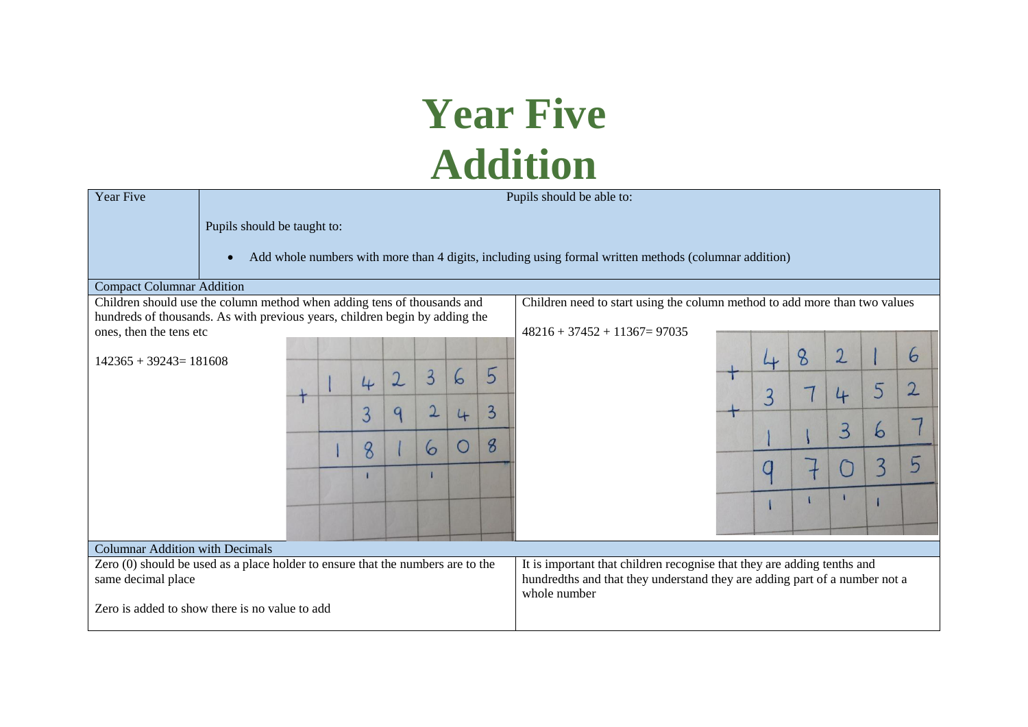# Year Five
# Addition

| Year Five | Pupils should be able to: |
|---|---|
| | Pupils should be taught to:<br><br>• Add whole numbers with more than 4 digits, including using formal written methods (columnar addition) |

**Compact Columnar Addition**

| | |
|---|---|
| Children should use the column method when adding tens of thousands and hundreds of thousands. As with previous years, children begin by adding the ones, then the tens etc<br><br>142365 + 39243= 181608 | Children need to start using the column method to add more than two values<br><br>48216 + 37452 + 11367= 97035 |

**Columnar Addition with Decimals**

| | |
|---|---|
| Zero (0) should be used as a place holder to ensure that the numbers are to the same decimal place<br><br>Zero is added to show there is no value to add | It is important that children recognise that they are adding tenths and hundredths and that they understand they are adding part of a number not a whole number |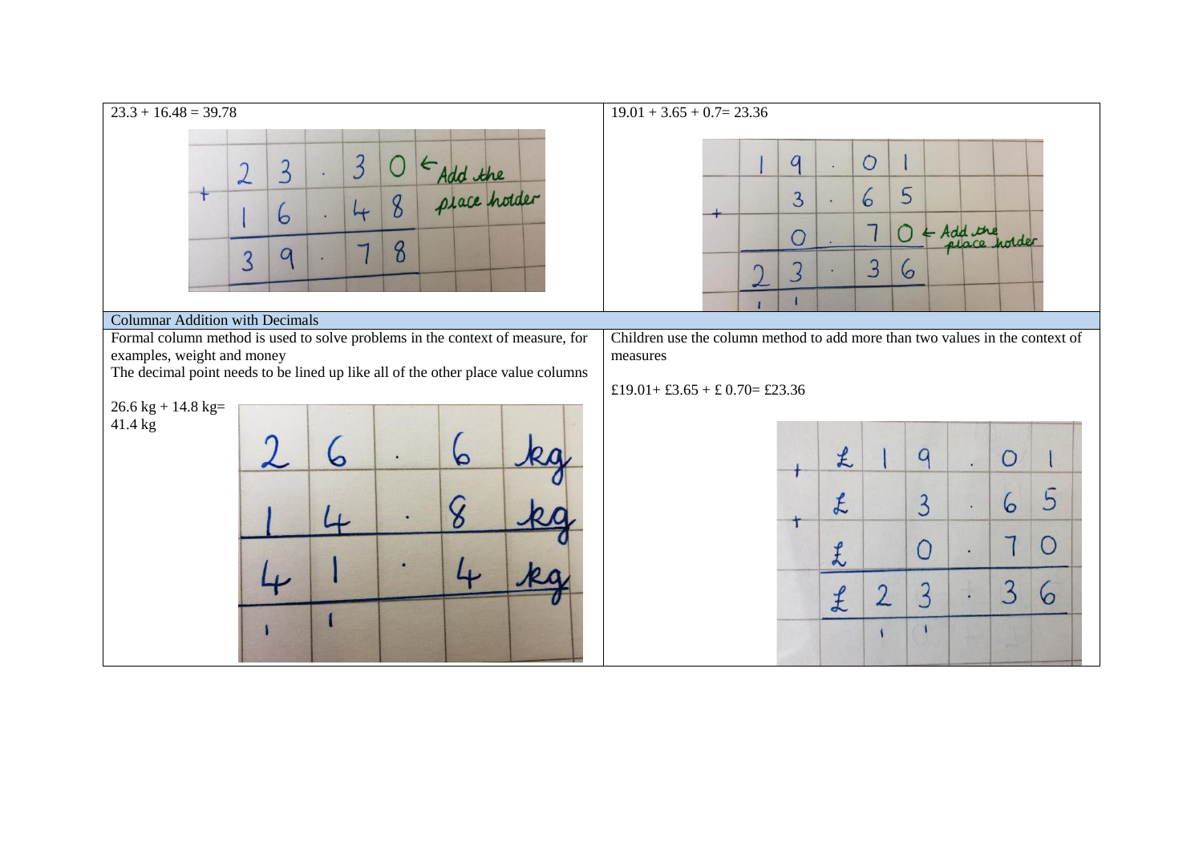| 23.3 + 16.48 = 39.78 | 19.01 + 3.65 + 0.7= 23.36 |
| --- | --- |
| **Columnar Addition with Decimals** | |
| Formal column method is used to solve problems in the context of measure, for examples, weight and money<br>The decimal point needs to be lined up like all of the other place value columns<br><br>26.6 kg + 14.8 kg= 41.4 kg | Children use the column method to add more than two values in the context of measures<br><br>£19.01+ £3.65 + £ 0.70= £23.36 |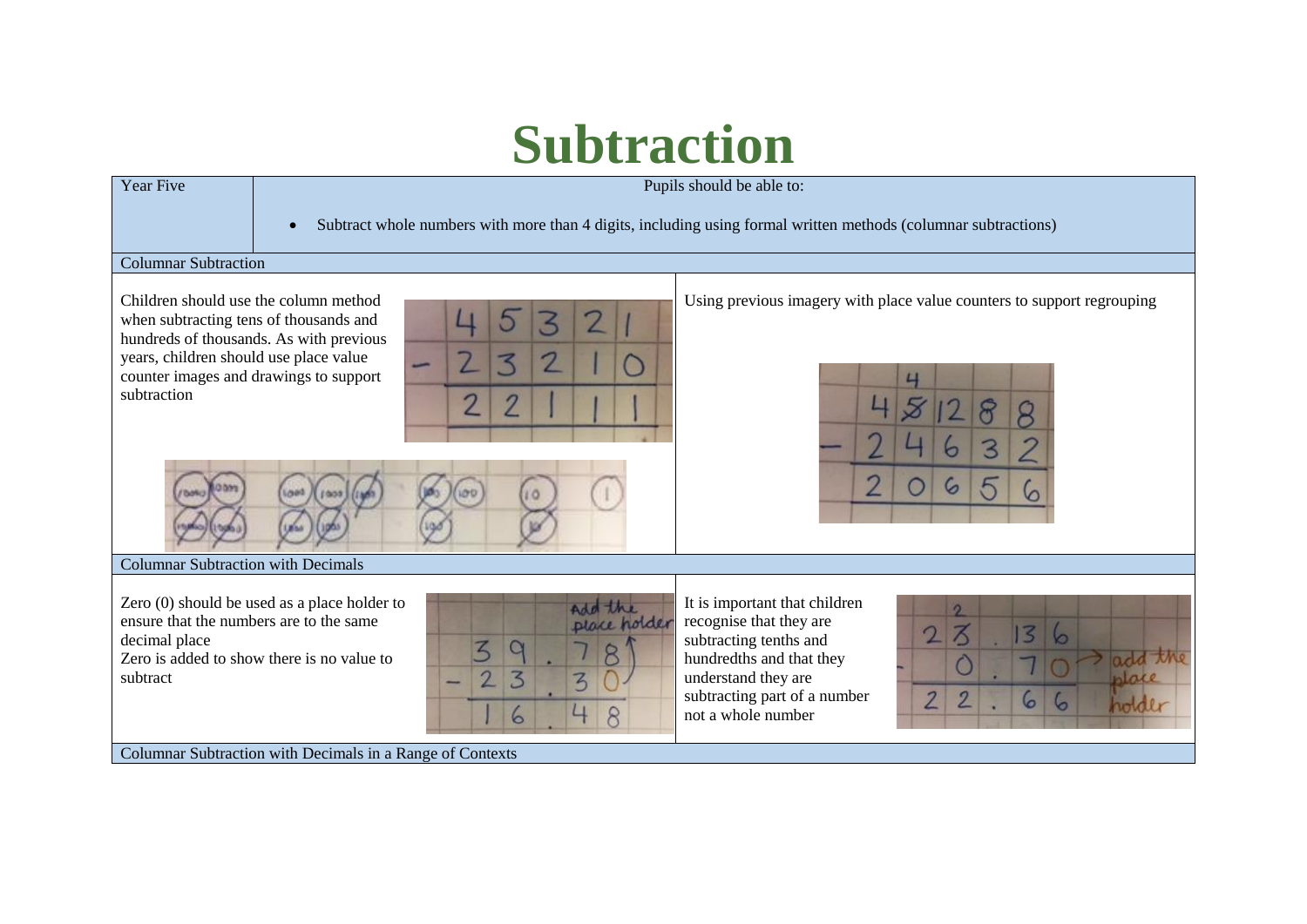# Subtraction

| Year Five | Pupils should be able to: |
|---|---|
| | • Subtract whole numbers with more than 4 digits, including using formal written methods (columnar subtractions) |

## Columnar Subtraction

Children should use the column method when subtracting tens of thousands and hundreds of thousands. As with previous years, children should use place value counter images and drawings to support subtraction

Using previous imagery with place value counters to support regrouping

## Columnar Subtraction with Decimals

Zero (0) should be used as a place holder to ensure that the numbers are to the same decimal place

Zero is added to show there is no value to subtract

It is important that children recognise that they are subtracting tenths and hundredths and that they understand they are subtracting part of a number not a whole number

## Columnar Subtraction with Decimals in a Range of Contexts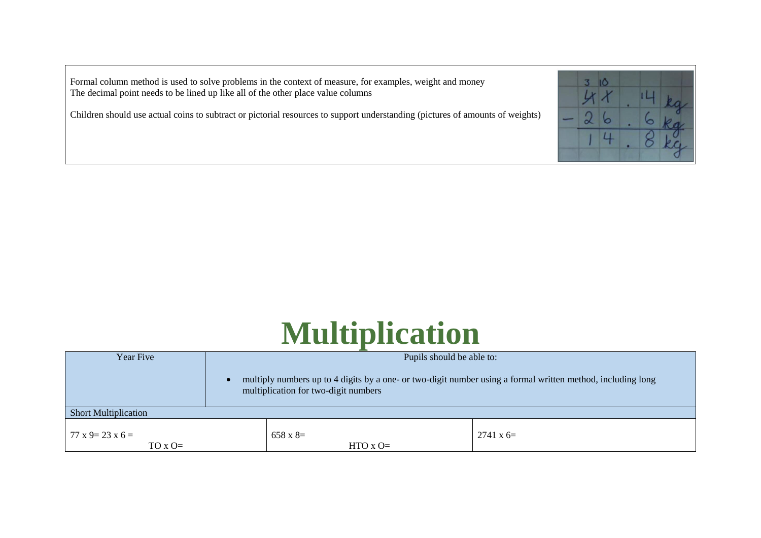Formal column method is used to solve problems in the context of measure, for examples, weight and money
The decimal point needs to be lined up like all of the other place value columns

Children should use actual coins to subtract or pictorial resources to support understanding (pictures of amounts of weights)

# Multiplication

| Year Five | Pupils should be able to: |
|---|---|
| | • multiply numbers up to 4 digits by a one- or two-digit number using a formal written method, including long multiplication for two-digit numbers |

| Short Multiplication | | |
|---|---|---|
| 77 x 9= 23 x 6 = <br> TO x O= | 658 x 8= <br> HTO x O= | 2741 x 6= |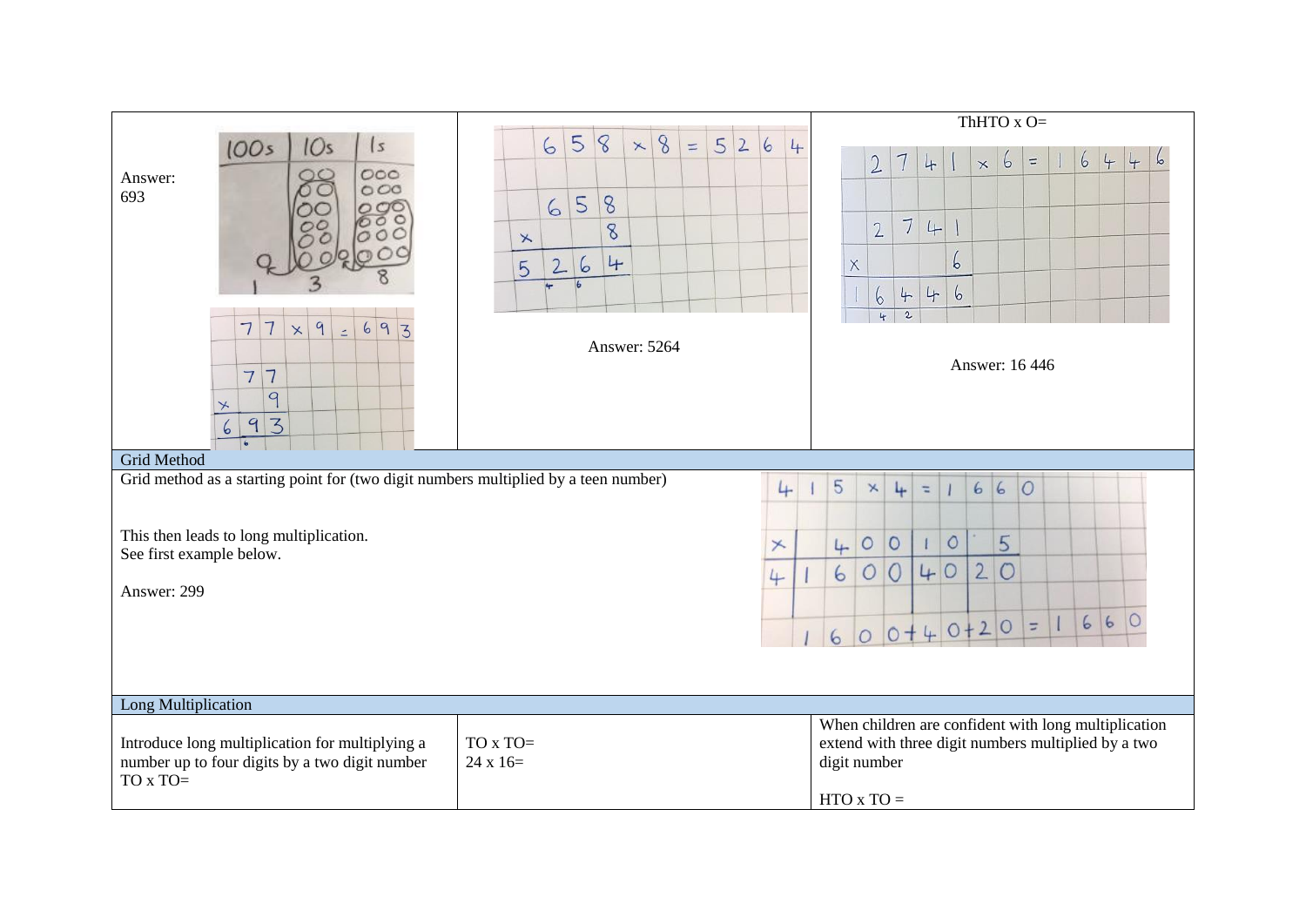| | | |
|---|---|---|
| Answer: 693<br><br>77 × 9 = 693 | 658 × 8 = 5264<br><br>Answer: 5264 | ThHTO x O=<br><br>2741 × 6 = 16446<br><br>Answer: 16 446 |

**Grid Method**

Grid method as a starting point for (two digit numbers multiplied by a teen number)

This then leads to long multiplication.
See first example below.

Answer: 299

415 × 4 = 1660

| × | 400 | 10 | 5 |
|---|---|---|---|
| 4 | 1600 | 40 | 20 |

1600 + 40 + 20 = 1660

**Long Multiplication**

| | | |
|---|---|---|
| Introduce long multiplication for multiplying a number up to four digits by a two digit number<br>TO x TO= | TO x TO=<br>24 x 16= | When children are confident with long multiplication extend with three digit numbers multiplied by a two digit number<br><br>HTO x TO = |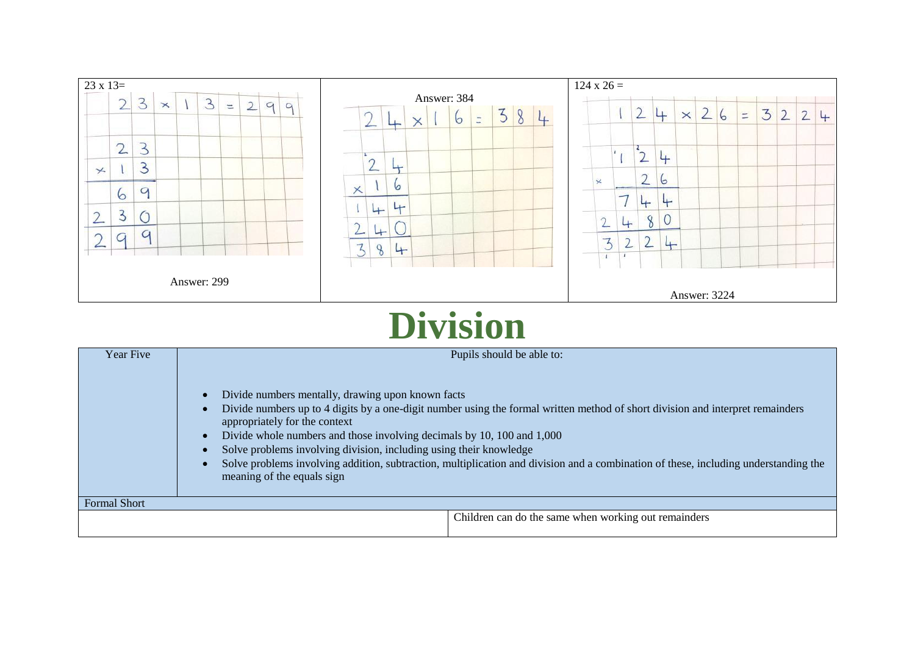| 23 x 13= | Answer: 384 | 124 x 26 = |
| --- | --- | --- |
| 23 × 13 = 299<br>&nbsp;&nbsp;23<br>× 13<br>&nbsp;&nbsp;69<br>230<br>299 | 24 × 16 = 384<br>&nbsp;&nbsp;24<br>× 16<br>144<br>240<br>384 | 124 × 26 = 3224<br>&nbsp;&nbsp;124<br>× &nbsp;26<br>&nbsp;&nbsp;744<br>2480<br>3224 |
| Answer: 299 | | Answer: 3224 |

# Division

| Year Five | Pupils should be able to: |
| --- | --- |
| | • Divide numbers mentally, drawing upon known facts<br>• Divide numbers up to 4 digits by a one-digit number using the formal written method of short division and interpret remainders appropriately for the context<br>• Divide whole numbers and those involving decimals by 10, 100 and 1,000<br>• Solve problems involving division, including using their knowledge<br>• Solve problems involving addition, subtraction, multiplication and division and a combination of these, including understanding the meaning of the equals sign |

| Formal Short | |
| --- | --- |
| | Children can do the same when working out remainders |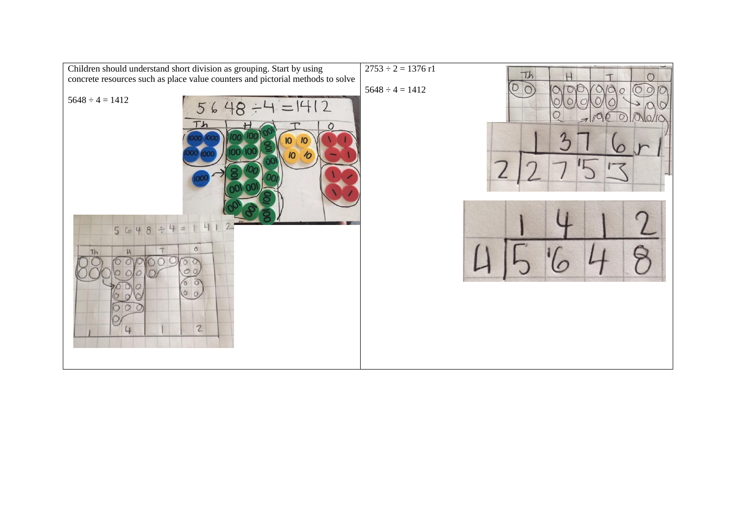| | |
|---|---|
| Children should understand short division as grouping. Start by using concrete resources such as place value counters and pictorial methods to solve<br><br>5648 ÷ 4 = 1412 | 2753 ÷ 2 = 1376 r1<br><br>5648 ÷ 4 = 1412 |